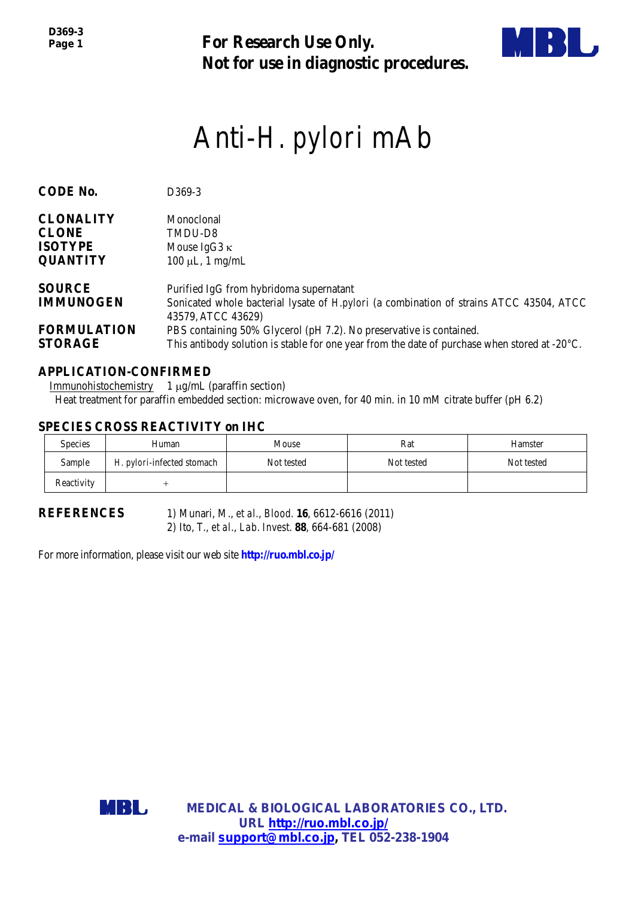**For Research Use Only.**
**Not for use in diagnostic procedures.**

# Anti-H. pylori mAb

**CODE No.** D369-3

**CLONALITY** Monoclonal
**CLONE** TMDU-D8
**ISOTYPE** Mouse IgG3 κ
**QUANTITY** 100 μL, 1 mg/mL

**SOURCE** Purified IgG from hybridoma supernatant
**IMMUNOGEN** Sonicated whole bacterial lysate of *H.pylori* (a combination of strains ATCC 43504, ATCC 43579, ATCC 43629)
**FORMULATION** PBS containing 50% Glycerol (pH 7.2). No preservative is contained.
**STORAGE** This antibody solution is stable for one year from the date of purchase when stored at -20°C.

## APPLICATION-CONFIRMED

Immunohistochemistry 1 μg/mL (paraffin section)
Heat treatment for paraffin embedded section: microwave oven, for 40 min. in 10 mM citrate buffer (pH 6.2)

## SPECIES CROSS REACTIVITY on IHC

| Species | Human | Mouse | Rat | Hamster |
|---|---|---|---|---|
| Sample | *H. pylori*-infected stomach | Not tested | Not tested | Not tested |
| Reactivity | + | | | |

## REFERENCES

1) Munari, M., *et al.*, *Blood.* **16**, 6612-6616 (2011)
2) Ito, T., *et al.*, *Lab. Invest.* **88**, 664-681 (2008)

For more information, please visit our web site **http://ruo.mbl.co.jp/**

**MEDICAL & BIOLOGICAL LABORATORIES CO., LTD.**
**URL http://ruo.mbl.co.jp/**
**e-mail support@mbl.co.jp, TEL 052-238-1904**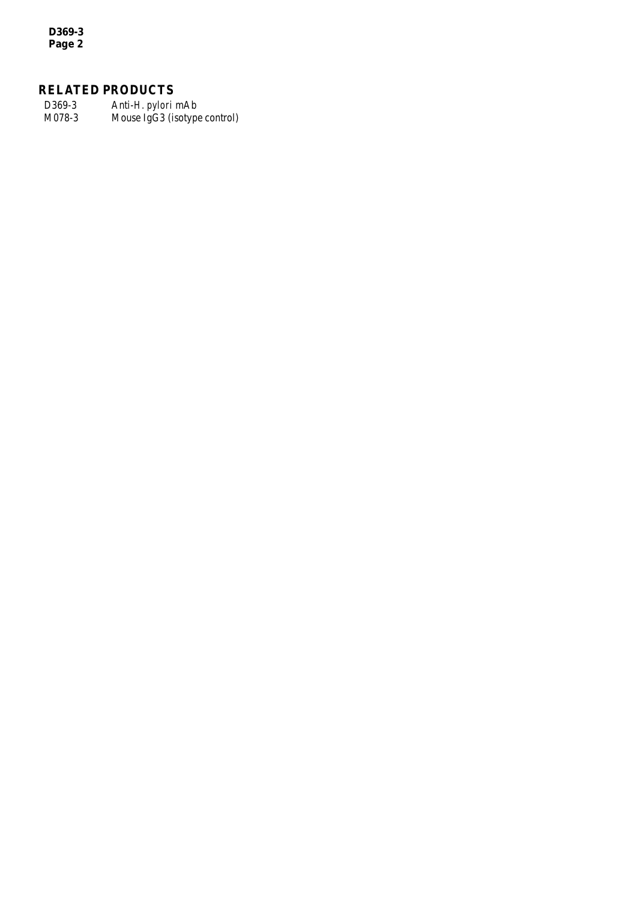## RELATED PRODUCTS

| | |
|---|---|
| D369-3 | *Anti-H. pylori mAb* |
| M078-3 | *Mouse IgG3 (isotype control)* |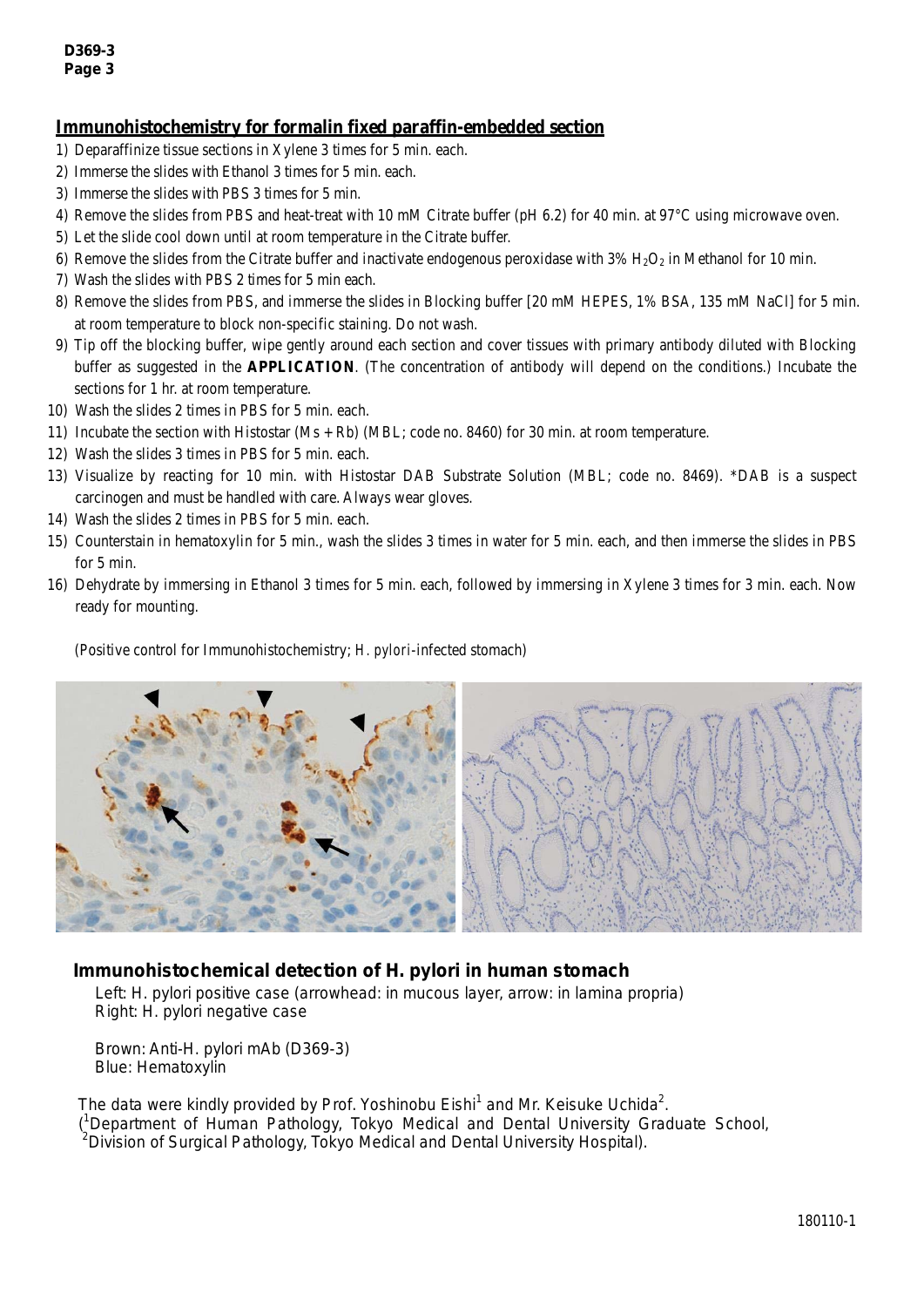## Immunohistochemistry for formalin fixed paraffin-embedded section

1) Deparaffinize tissue sections in Xylene 3 times for 5 min. each.
2) Immerse the slides with Ethanol 3 times for 5 min. each.
3) Immerse the slides with PBS 3 times for 5 min.
4) Remove the slides from PBS and heat-treat with 10 mM Citrate buffer (pH 6.2) for 40 min. at 97°C using microwave oven.
5) Let the slide cool down until at room temperature in the Citrate buffer.
6) Remove the slides from the Citrate buffer and inactivate endogenous peroxidase with 3% $H_2O_2$ in Methanol for 10 min.
7) Wash the slides with PBS 2 times for 5 min each.
8) Remove the slides from PBS, and immerse the slides in Blocking buffer [20 mM HEPES, 1% BSA, 135 mM NaCl] for 5 min. at room temperature to block non-specific staining. Do not wash.
9) Tip off the blocking buffer, wipe gently around each section and cover tissues with primary antibody diluted with Blocking buffer as suggested in the **APPLICATION**. (The concentration of antibody will depend on the conditions.) Incubate the sections for 1 hr. at room temperature.
10) Wash the slides 2 times in PBS for 5 min. each.
11) Incubate the section with Histostar (Ms + Rb) (MBL; code no. 8460) for 30 min. at room temperature.
12) Wash the slides 3 times in PBS for 5 min. each.
13) Visualize by reacting for 10 min. with Histostar DAB Substrate Solution (MBL; code no. 8469). *DAB is a suspect carcinogen and must be handled with care. Always wear gloves.
14) Wash the slides 2 times in PBS for 5 min. each.
15) Counterstain in hematoxylin for 5 min., wash the slides 3 times in water for 5 min. each, and then immerse the slides in PBS for 5 min.
16) Dehydrate by immersing in Ethanol 3 times for 5 min. each, followed by immersing in Xylene 3 times for 3 min. each. Now ready for mounting.

(Positive control for Immunohistochemistry; *H. pylori*-infected stomach)

**Immunohistochemical detection of H. pylori in human stomach**

Left: H. pylori positive case (arrowhead: in mucous layer, arrow: in lamina propria)
Right: H. pylori negative case

Brown: Anti-H. pylori mAb (D369-3)
Blue: Hematoxylin

The data were kindly provided by Prof. Yoshinobu Eishi[1] and Mr. Keisuke Uchida[2].
([1]Department of Human Pathology, Tokyo Medical and Dental University Graduate School,
[2]Division of Surgical Pathology, Tokyo Medical and Dental University Hospital).

180110-1